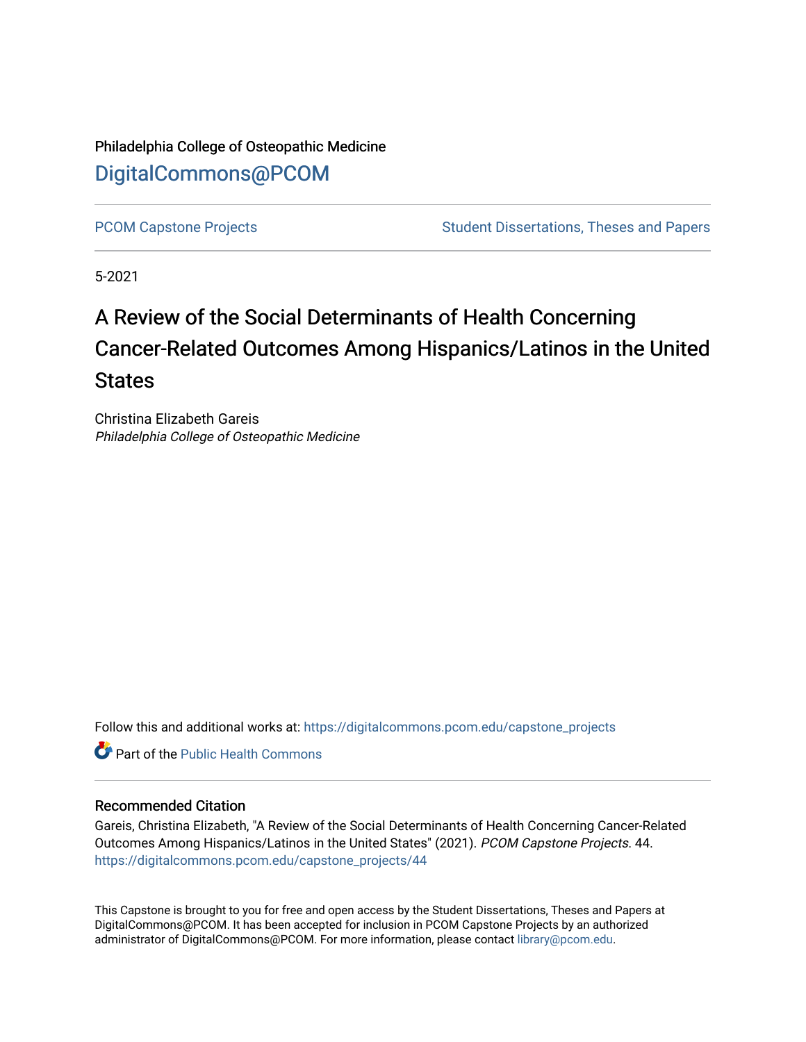Philadelphia College of Osteopathic Medicine

DigitalCommons@PCOM

PCOM Capstone Projects | Student Dissertations, Theses and Papers

5-2021

# A Review of the Social Determinants of Health Concerning Cancer-Related Outcomes Among Hispanics/Latinos in the United States

Christina Elizabeth Gareis
*Philadelphia College of Osteopathic Medicine*

Follow this and additional works at: https://digitalcommons.pcom.edu/capstone_projects

Part of the Public Health Commons

## Recommended Citation

Gareis, Christina Elizabeth, "A Review of the Social Determinants of Health Concerning Cancer-Related Outcomes Among Hispanics/Latinos in the United States" (2021). *PCOM Capstone Projects*. 44.
https://digitalcommons.pcom.edu/capstone_projects/44

This Capstone is brought to you for free and open access by the Student Dissertations, Theses and Papers at DigitalCommons@PCOM. It has been accepted for inclusion in PCOM Capstone Projects by an authorized administrator of DigitalCommons@PCOM. For more information, please contact library@pcom.edu.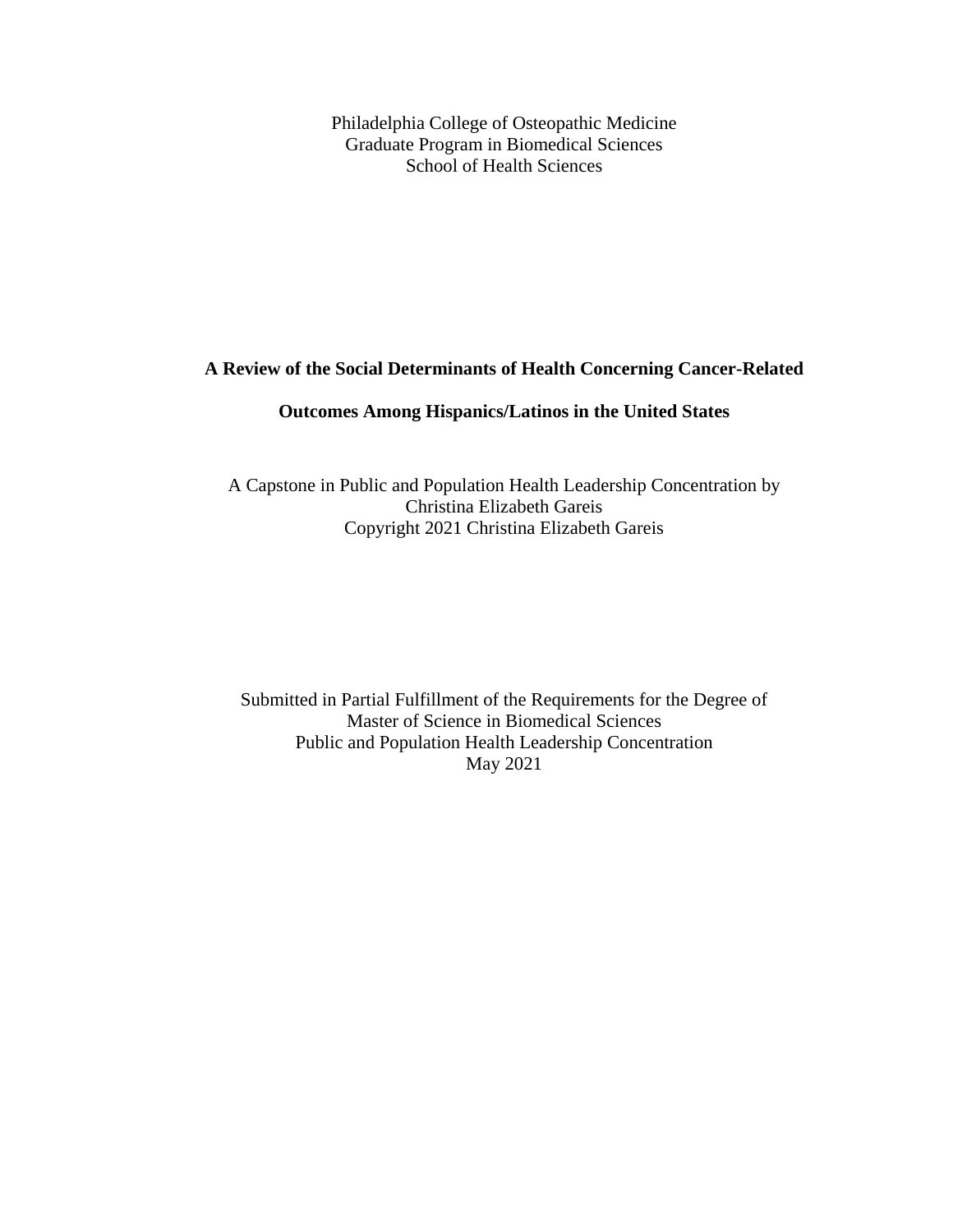Philadelphia College of Osteopathic Medicine
Graduate Program in Biomedical Sciences
School of Health Sciences

# A Review of the Social Determinants of Health Concerning Cancer-Related Outcomes Among Hispanics/Latinos in the United States

A Capstone in Public and Population Health Leadership Concentration by
Christina Elizabeth Gareis
Copyright 2021 Christina Elizabeth Gareis

Submitted in Partial Fulfillment of the Requirements for the Degree of
Master of Science in Biomedical Sciences
Public and Population Health Leadership Concentration
May 2021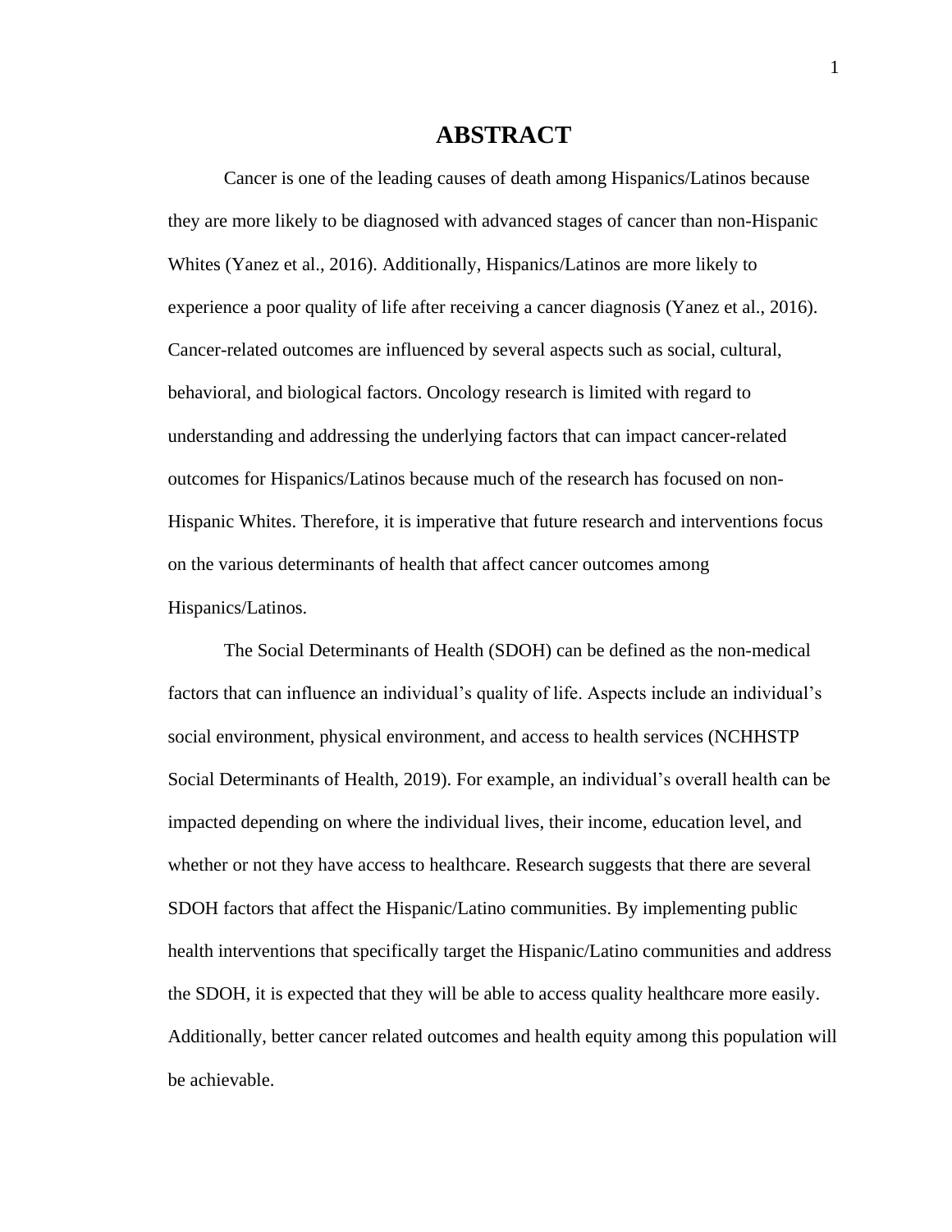# ABSTRACT

Cancer is one of the leading causes of death among Hispanics/Latinos because they are more likely to be diagnosed with advanced stages of cancer than non-Hispanic Whites (Yanez et al., 2016). Additionally, Hispanics/Latinos are more likely to experience a poor quality of life after receiving a cancer diagnosis (Yanez et al., 2016). Cancer-related outcomes are influenced by several aspects such as social, cultural, behavioral, and biological factors. Oncology research is limited with regard to understanding and addressing the underlying factors that can impact cancer-related outcomes for Hispanics/Latinos because much of the research has focused on non-Hispanic Whites. Therefore, it is imperative that future research and interventions focus on the various determinants of health that affect cancer outcomes among Hispanics/Latinos.

The Social Determinants of Health (SDOH) can be defined as the non-medical factors that can influence an individual's quality of life. Aspects include an individual's social environment, physical environment, and access to health services (NCHHSTP Social Determinants of Health, 2019). For example, an individual's overall health can be impacted depending on where the individual lives, their income, education level, and whether or not they have access to healthcare. Research suggests that there are several SDOH factors that affect the Hispanic/Latino communities. By implementing public health interventions that specifically target the Hispanic/Latino communities and address the SDOH, it is expected that they will be able to access quality healthcare more easily. Additionally, better cancer related outcomes and health equity among this population will be achievable.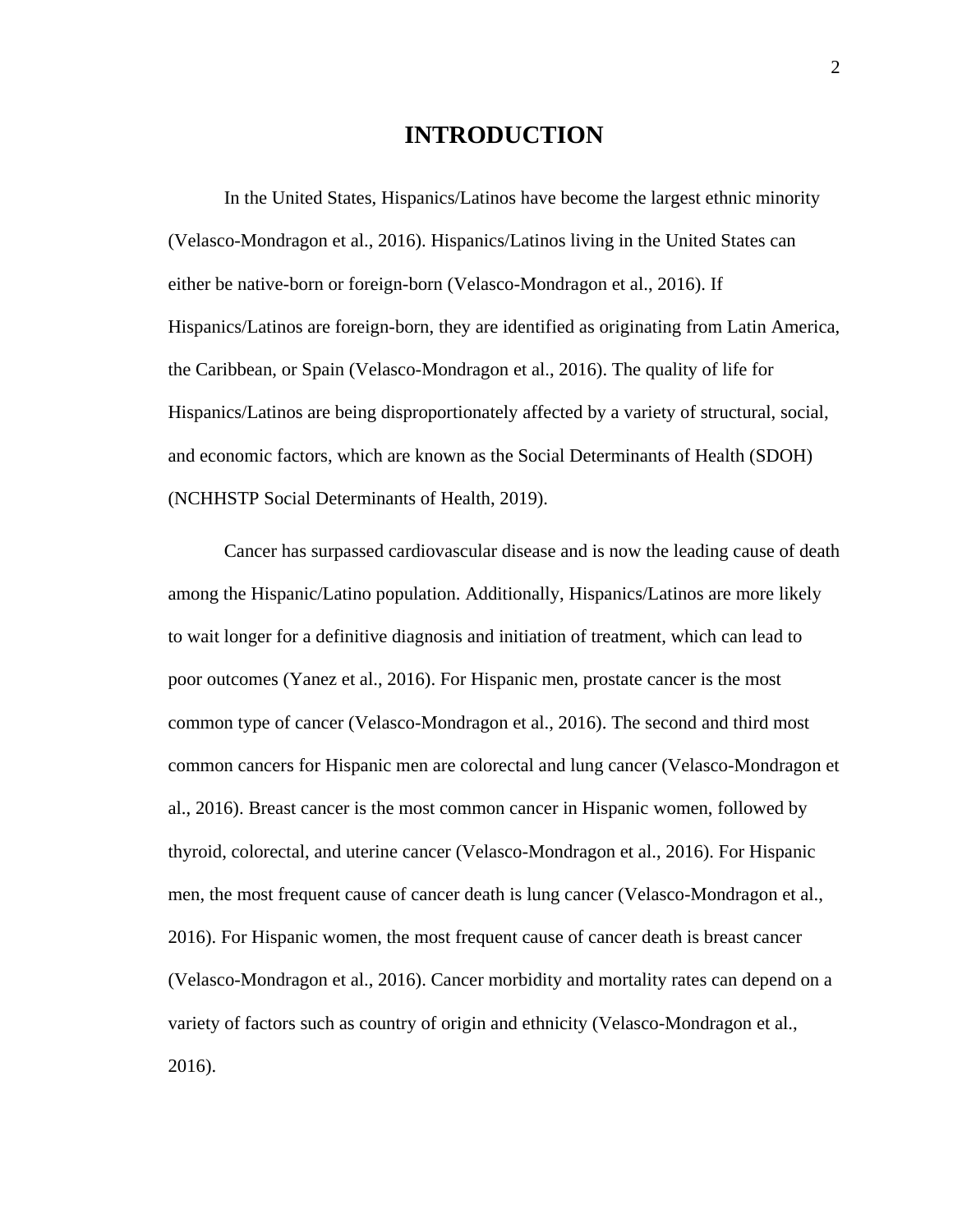# INTRODUCTION

In the United States, Hispanics/Latinos have become the largest ethnic minority (Velasco-Mondragon et al., 2016). Hispanics/Latinos living in the United States can either be native-born or foreign-born (Velasco-Mondragon et al., 2016). If Hispanics/Latinos are foreign-born, they are identified as originating from Latin America, the Caribbean, or Spain (Velasco-Mondragon et al., 2016). The quality of life for Hispanics/Latinos are being disproportionately affected by a variety of structural, social, and economic factors, which are known as the Social Determinants of Health (SDOH) (NCHHSTP Social Determinants of Health, 2019).

Cancer has surpassed cardiovascular disease and is now the leading cause of death among the Hispanic/Latino population. Additionally, Hispanics/Latinos are more likely to wait longer for a definitive diagnosis and initiation of treatment, which can lead to poor outcomes (Yanez et al., 2016). For Hispanic men, prostate cancer is the most common type of cancer (Velasco-Mondragon et al., 2016). The second and third most common cancers for Hispanic men are colorectal and lung cancer (Velasco-Mondragon et al., 2016). Breast cancer is the most common cancer in Hispanic women, followed by thyroid, colorectal, and uterine cancer (Velasco-Mondragon et al., 2016). For Hispanic men, the most frequent cause of cancer death is lung cancer (Velasco-Mondragon et al., 2016). For Hispanic women, the most frequent cause of cancer death is breast cancer (Velasco-Mondragon et al., 2016). Cancer morbidity and mortality rates can depend on a variety of factors such as country of origin and ethnicity (Velasco-Mondragon et al., 2016).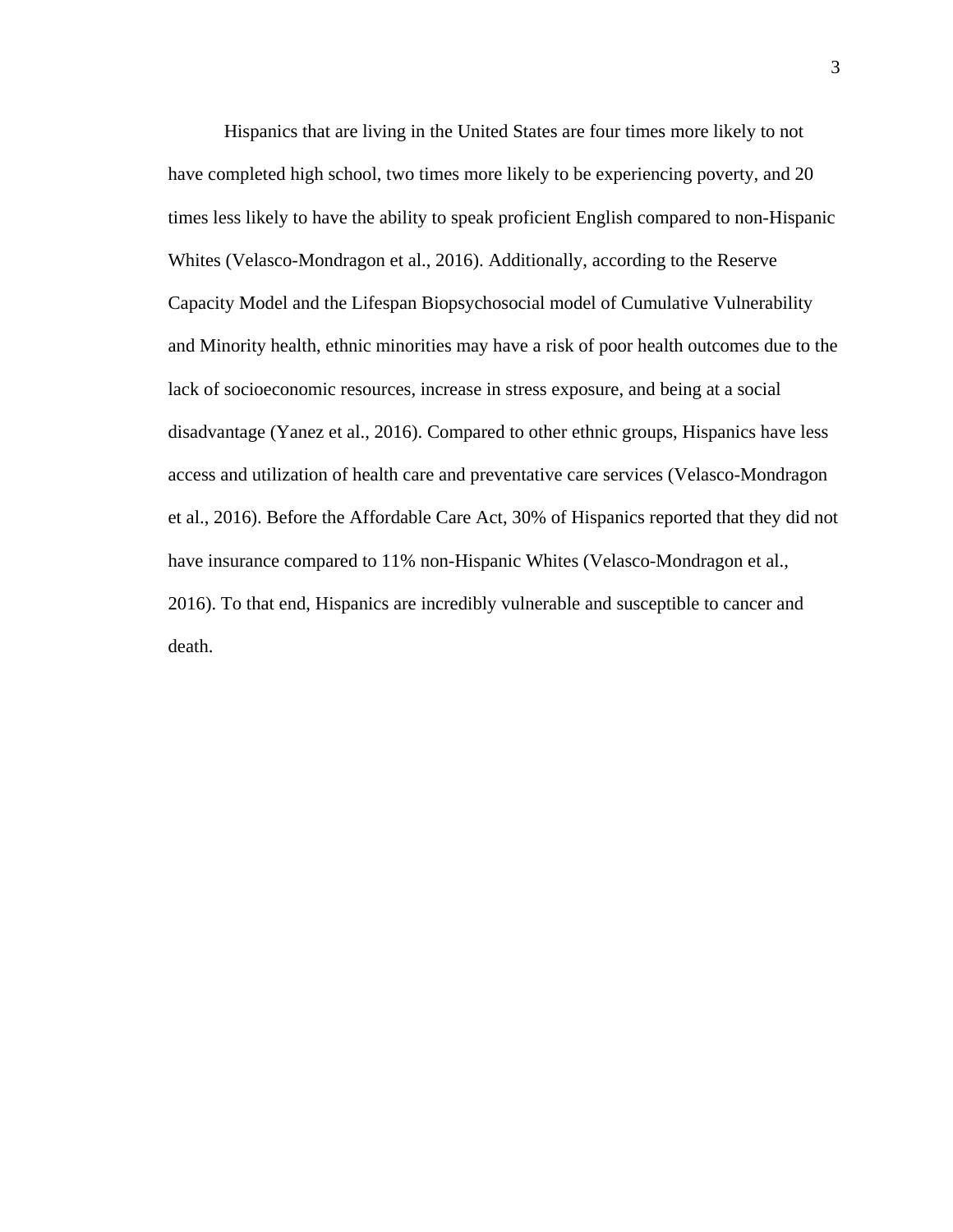Hispanics that are living in the United States are four times more likely to not have completed high school, two times more likely to be experiencing poverty, and 20 times less likely to have the ability to speak proficient English compared to non-Hispanic Whites (Velasco-Mondragon et al., 2016). Additionally, according to the Reserve Capacity Model and the Lifespan Biopsychosocial model of Cumulative Vulnerability and Minority health, ethnic minorities may have a risk of poor health outcomes due to the lack of socioeconomic resources, increase in stress exposure, and being at a social disadvantage (Yanez et al., 2016). Compared to other ethnic groups, Hispanics have less access and utilization of health care and preventative care services (Velasco-Mondragon et al., 2016). Before the Affordable Care Act, 30% of Hispanics reported that they did not have insurance compared to 11% non-Hispanic Whites (Velasco-Mondragon et al., 2016). To that end, Hispanics are incredibly vulnerable and susceptible to cancer and death.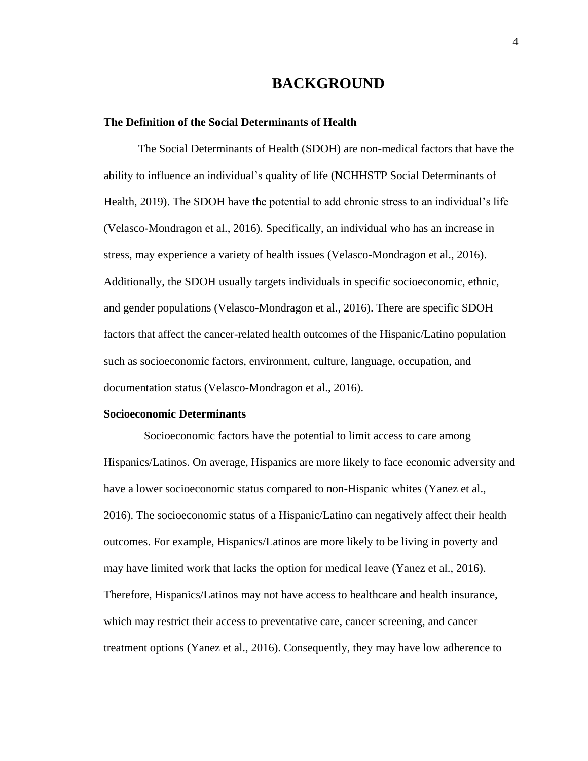# BACKGROUND

**The Definition of the Social Determinants of Health**

The Social Determinants of Health (SDOH) are non-medical factors that have the ability to influence an individual's quality of life (NCHHSTP Social Determinants of Health, 2019). The SDOH have the potential to add chronic stress to an individual's life (Velasco-Mondragon et al., 2016). Specifically, an individual who has an increase in stress, may experience a variety of health issues (Velasco-Mondragon et al., 2016). Additionally, the SDOH usually targets individuals in specific socioeconomic, ethnic, and gender populations (Velasco-Mondragon et al., 2016). There are specific SDOH factors that affect the cancer-related health outcomes of the Hispanic/Latino population such as socioeconomic factors, environment, culture, language, occupation, and documentation status (Velasco-Mondragon et al., 2016).

**Socioeconomic Determinants**

Socioeconomic factors have the potential to limit access to care among Hispanics/Latinos. On average, Hispanics are more likely to face economic adversity and have a lower socioeconomic status compared to non-Hispanic whites (Yanez et al., 2016). The socioeconomic status of a Hispanic/Latino can negatively affect their health outcomes. For example, Hispanics/Latinos are more likely to be living in poverty and may have limited work that lacks the option for medical leave (Yanez et al., 2016). Therefore, Hispanics/Latinos may not have access to healthcare and health insurance, which may restrict their access to preventative care, cancer screening, and cancer treatment options (Yanez et al., 2016). Consequently, they may have low adherence to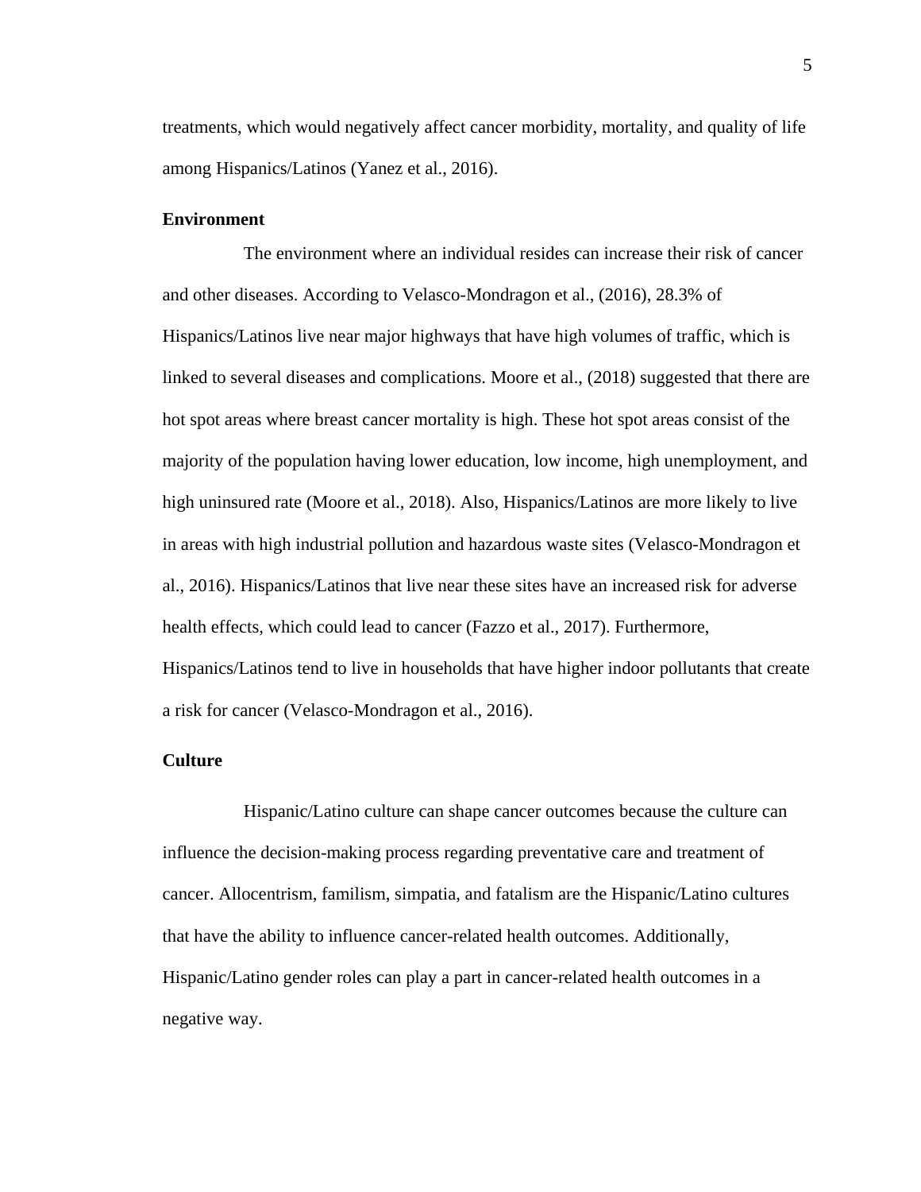treatments, which would negatively affect cancer morbidity, mortality, and quality of life among Hispanics/Latinos (Yanez et al., 2016).

**Environment**

The environment where an individual resides can increase their risk of cancer and other diseases. According to Velasco-Mondragon et al., (2016), 28.3% of Hispanics/Latinos live near major highways that have high volumes of traffic, which is linked to several diseases and complications. Moore et al., (2018) suggested that there are hot spot areas where breast cancer mortality is high. These hot spot areas consist of the majority of the population having lower education, low income, high unemployment, and high uninsured rate (Moore et al., 2018). Also, Hispanics/Latinos are more likely to live in areas with high industrial pollution and hazardous waste sites (Velasco-Mondragon et al., 2016). Hispanics/Latinos that live near these sites have an increased risk for adverse health effects, which could lead to cancer (Fazzo et al., 2017). Furthermore, Hispanics/Latinos tend to live in households that have higher indoor pollutants that create a risk for cancer (Velasco-Mondragon et al., 2016).

**Culture**

Hispanic/Latino culture can shape cancer outcomes because the culture can influence the decision-making process regarding preventative care and treatment of cancer. Allocentrism, familism, simpatia, and fatalism are the Hispanic/Latino cultures that have the ability to influence cancer-related health outcomes. Additionally, Hispanic/Latino gender roles can play a part in cancer-related health outcomes in a negative way.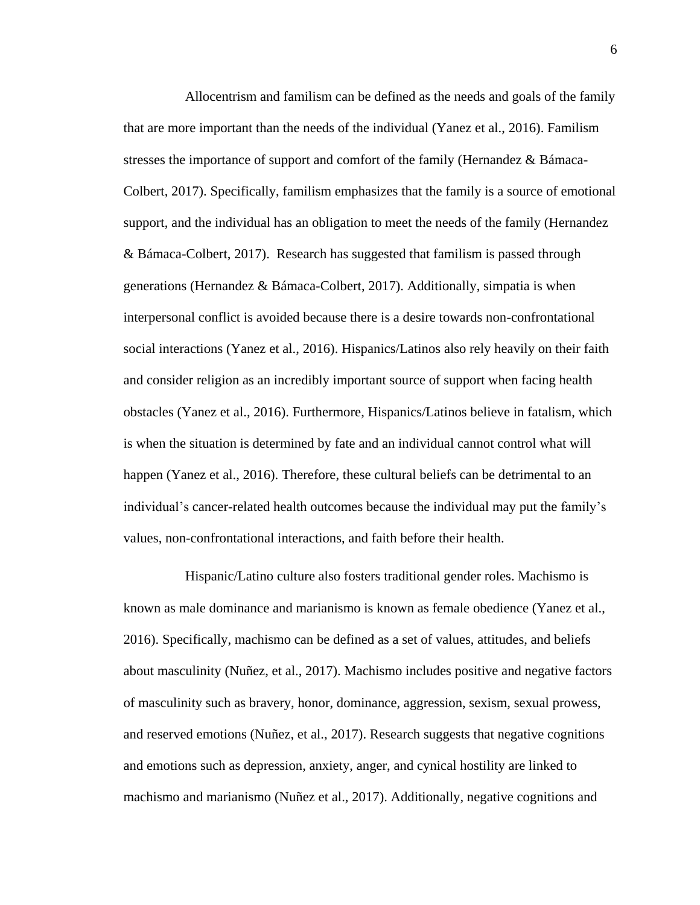Allocentrism and familism can be defined as the needs and goals of the family that are more important than the needs of the individual (Yanez et al., 2016). Familism stresses the importance of support and comfort of the family (Hernandez & Bámaca-Colbert, 2017). Specifically, familism emphasizes that the family is a source of emotional support, and the individual has an obligation to meet the needs of the family (Hernandez & Bámaca-Colbert, 2017). Research has suggested that familism is passed through generations (Hernandez & Bámaca-Colbert, 2017). Additionally, simpatia is when interpersonal conflict is avoided because there is a desire towards non-confrontational social interactions (Yanez et al., 2016). Hispanics/Latinos also rely heavily on their faith and consider religion as an incredibly important source of support when facing health obstacles (Yanez et al., 2016). Furthermore, Hispanics/Latinos believe in fatalism, which is when the situation is determined by fate and an individual cannot control what will happen (Yanez et al., 2016). Therefore, these cultural beliefs can be detrimental to an individual's cancer-related health outcomes because the individual may put the family's values, non-confrontational interactions, and faith before their health.

Hispanic/Latino culture also fosters traditional gender roles. Machismo is known as male dominance and marianismo is known as female obedience (Yanez et al., 2016). Specifically, machismo can be defined as a set of values, attitudes, and beliefs about masculinity (Nuñez, et al., 2017). Machismo includes positive and negative factors of masculinity such as bravery, honor, dominance, aggression, sexism, sexual prowess, and reserved emotions (Nuñez, et al., 2017). Research suggests that negative cognitions and emotions such as depression, anxiety, anger, and cynical hostility are linked to machismo and marianismo (Nuñez et al., 2017). Additionally, negative cognitions and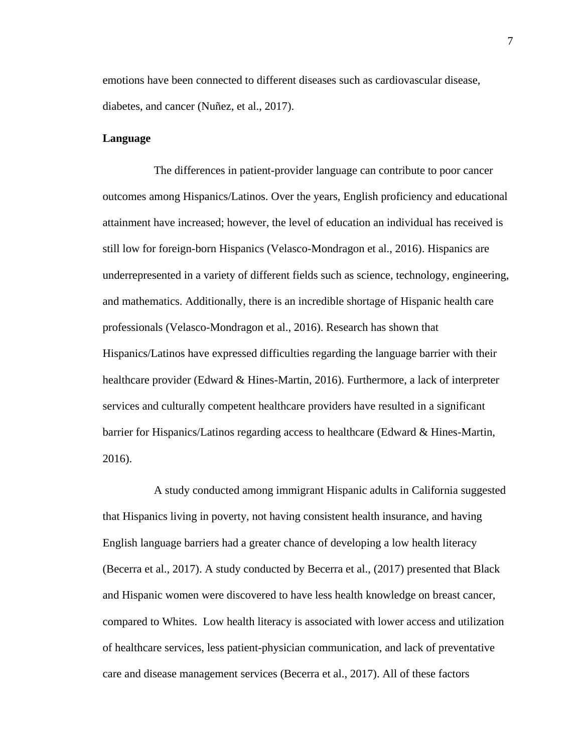emotions have been connected to different diseases such as cardiovascular disease, diabetes, and cancer (Nuñez, et al., 2017).

**Language**

The differences in patient-provider language can contribute to poor cancer outcomes among Hispanics/Latinos. Over the years, English proficiency and educational attainment have increased; however, the level of education an individual has received is still low for foreign-born Hispanics (Velasco-Mondragon et al., 2016). Hispanics are underrepresented in a variety of different fields such as science, technology, engineering, and mathematics. Additionally, there is an incredible shortage of Hispanic health care professionals (Velasco-Mondragon et al., 2016). Research has shown that Hispanics/Latinos have expressed difficulties regarding the language barrier with their healthcare provider (Edward & Hines-Martin, 2016). Furthermore, a lack of interpreter services and culturally competent healthcare providers have resulted in a significant barrier for Hispanics/Latinos regarding access to healthcare (Edward & Hines-Martin, 2016).

A study conducted among immigrant Hispanic adults in California suggested that Hispanics living in poverty, not having consistent health insurance, and having English language barriers had a greater chance of developing a low health literacy (Becerra et al., 2017). A study conducted by Becerra et al., (2017) presented that Black and Hispanic women were discovered to have less health knowledge on breast cancer, compared to Whites.  Low health literacy is associated with lower access and utilization of healthcare services, less patient-physician communication, and lack of preventative care and disease management services (Becerra et al., 2017). All of these factors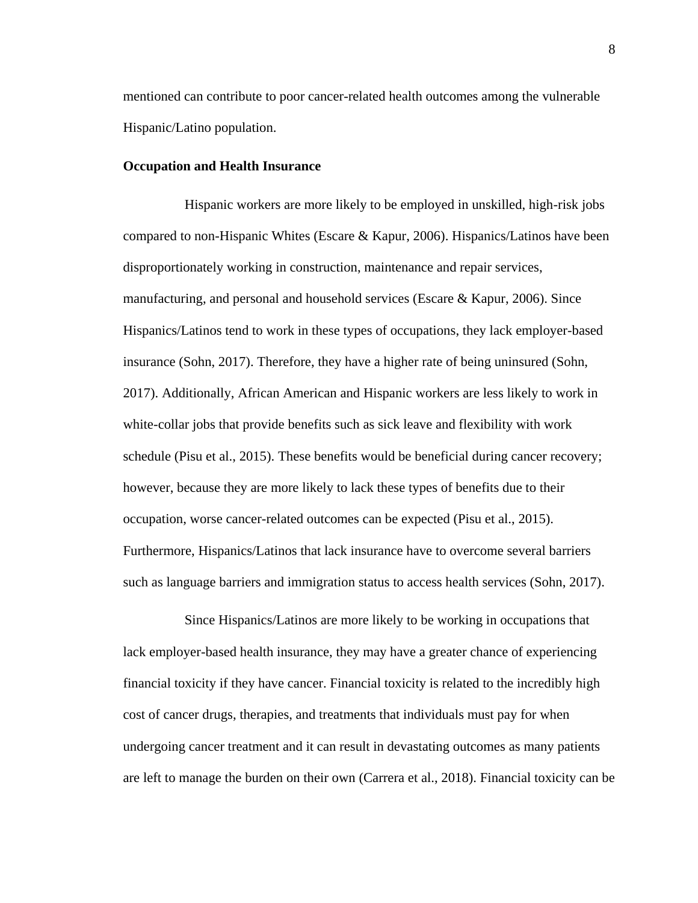mentioned can contribute to poor cancer-related health outcomes among the vulnerable Hispanic/Latino population.

**Occupation and Health Insurance**

Hispanic workers are more likely to be employed in unskilled, high-risk jobs compared to non-Hispanic Whites (Escare & Kapur, 2006). Hispanics/Latinos have been disproportionately working in construction, maintenance and repair services, manufacturing, and personal and household services (Escare & Kapur, 2006). Since Hispanics/Latinos tend to work in these types of occupations, they lack employer-based insurance (Sohn, 2017). Therefore, they have a higher rate of being uninsured (Sohn, 2017). Additionally, African American and Hispanic workers are less likely to work in white-collar jobs that provide benefits such as sick leave and flexibility with work schedule (Pisu et al., 2015). These benefits would be beneficial during cancer recovery; however, because they are more likely to lack these types of benefits due to their occupation, worse cancer-related outcomes can be expected (Pisu et al., 2015). Furthermore, Hispanics/Latinos that lack insurance have to overcome several barriers such as language barriers and immigration status to access health services (Sohn, 2017).

Since Hispanics/Latinos are more likely to be working in occupations that lack employer-based health insurance, they may have a greater chance of experiencing financial toxicity if they have cancer. Financial toxicity is related to the incredibly high cost of cancer drugs, therapies, and treatments that individuals must pay for when undergoing cancer treatment and it can result in devastating outcomes as many patients are left to manage the burden on their own (Carrera et al., 2018). Financial toxicity can be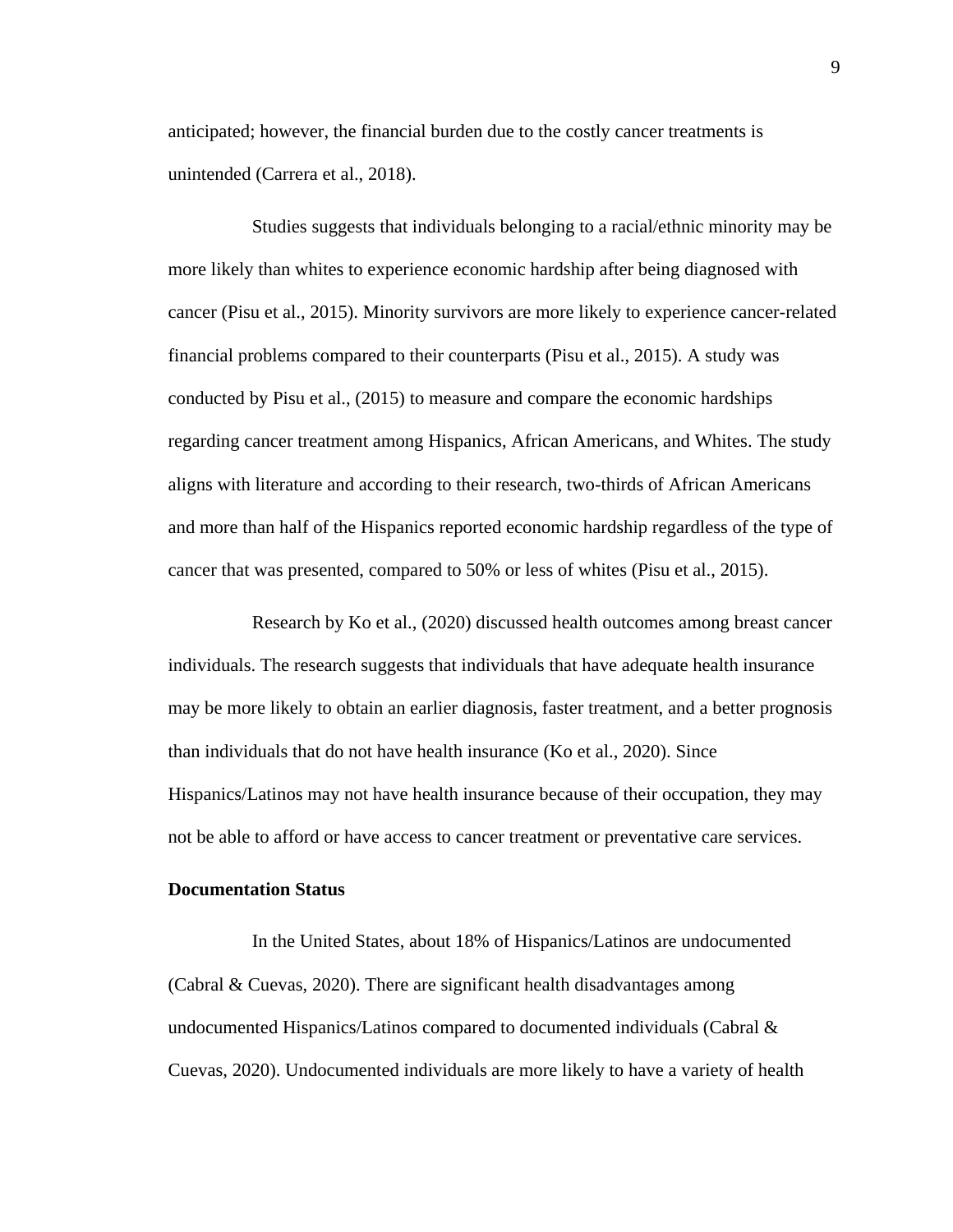anticipated; however, the financial burden due to the costly cancer treatments is unintended (Carrera et al., 2018).

Studies suggests that individuals belonging to a racial/ethnic minority may be more likely than whites to experience economic hardship after being diagnosed with cancer (Pisu et al., 2015). Minority survivors are more likely to experience cancer-related financial problems compared to their counterparts (Pisu et al., 2015). A study was conducted by Pisu et al., (2015) to measure and compare the economic hardships regarding cancer treatment among Hispanics, African Americans, and Whites. The study aligns with literature and according to their research, two-thirds of African Americans and more than half of the Hispanics reported economic hardship regardless of the type of cancer that was presented, compared to 50% or less of whites (Pisu et al., 2015).

Research by Ko et al., (2020) discussed health outcomes among breast cancer individuals. The research suggests that individuals that have adequate health insurance may be more likely to obtain an earlier diagnosis, faster treatment, and a better prognosis than individuals that do not have health insurance (Ko et al., 2020). Since Hispanics/Latinos may not have health insurance because of their occupation, they may not be able to afford or have access to cancer treatment or preventative care services.

**Documentation Status**

In the United States, about 18% of Hispanics/Latinos are undocumented (Cabral & Cuevas, 2020). There are significant health disadvantages among undocumented Hispanics/Latinos compared to documented individuals (Cabral & Cuevas, 2020). Undocumented individuals are more likely to have a variety of health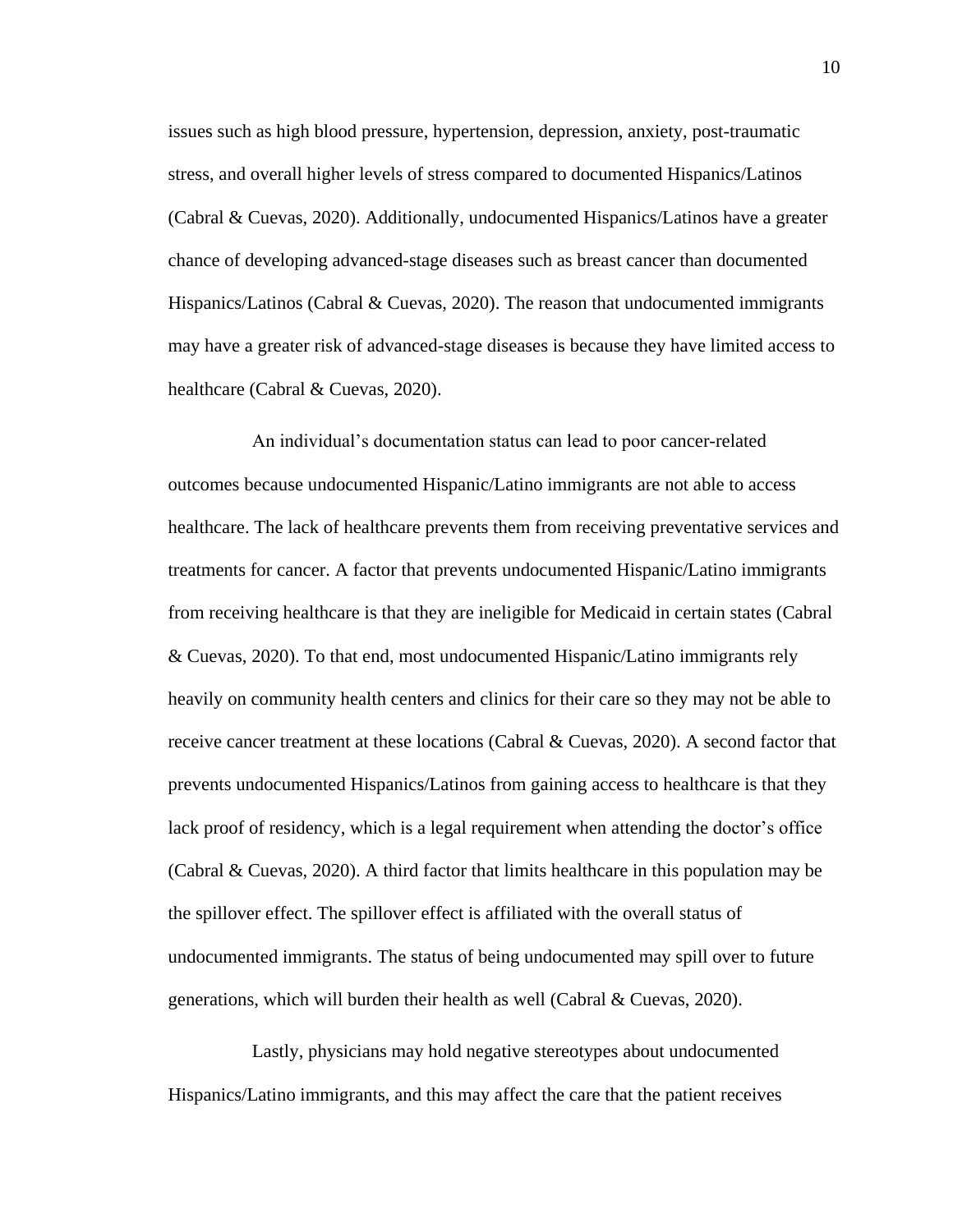issues such as high blood pressure, hypertension, depression, anxiety, post-traumatic stress, and overall higher levels of stress compared to documented Hispanics/Latinos (Cabral & Cuevas, 2020). Additionally, undocumented Hispanics/Latinos have a greater chance of developing advanced-stage diseases such as breast cancer than documented Hispanics/Latinos (Cabral & Cuevas, 2020). The reason that undocumented immigrants may have a greater risk of advanced-stage diseases is because they have limited access to healthcare (Cabral & Cuevas, 2020).

An individual's documentation status can lead to poor cancer-related outcomes because undocumented Hispanic/Latino immigrants are not able to access healthcare. The lack of healthcare prevents them from receiving preventative services and treatments for cancer. A factor that prevents undocumented Hispanic/Latino immigrants from receiving healthcare is that they are ineligible for Medicaid in certain states (Cabral & Cuevas, 2020). To that end, most undocumented Hispanic/Latino immigrants rely heavily on community health centers and clinics for their care so they may not be able to receive cancer treatment at these locations (Cabral & Cuevas, 2020). A second factor that prevents undocumented Hispanics/Latinos from gaining access to healthcare is that they lack proof of residency, which is a legal requirement when attending the doctor's office (Cabral & Cuevas, 2020). A third factor that limits healthcare in this population may be the spillover effect. The spillover effect is affiliated with the overall status of undocumented immigrants. The status of being undocumented may spill over to future generations, which will burden their health as well (Cabral & Cuevas, 2020).

Lastly, physicians may hold negative stereotypes about undocumented Hispanics/Latino immigrants, and this may affect the care that the patient receives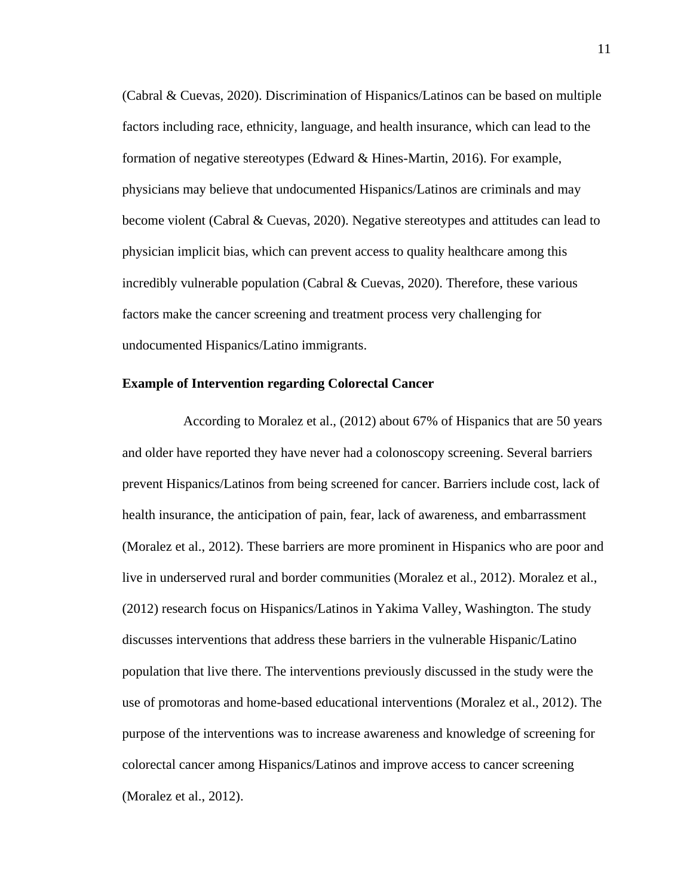(Cabral & Cuevas, 2020). Discrimination of Hispanics/Latinos can be based on multiple factors including race, ethnicity, language, and health insurance, which can lead to the formation of negative stereotypes (Edward & Hines-Martin, 2016). For example, physicians may believe that undocumented Hispanics/Latinos are criminals and may become violent (Cabral & Cuevas, 2020). Negative stereotypes and attitudes can lead to physician implicit bias, which can prevent access to quality healthcare among this incredibly vulnerable population (Cabral & Cuevas, 2020). Therefore, these various factors make the cancer screening and treatment process very challenging for undocumented Hispanics/Latino immigrants.

**Example of Intervention regarding Colorectal Cancer**

According to Moralez et al., (2012) about 67% of Hispanics that are 50 years and older have reported they have never had a colonoscopy screening. Several barriers prevent Hispanics/Latinos from being screened for cancer. Barriers include cost, lack of health insurance, the anticipation of pain, fear, lack of awareness, and embarrassment (Moralez et al., 2012). These barriers are more prominent in Hispanics who are poor and live in underserved rural and border communities (Moralez et al., 2012). Moralez et al., (2012) research focus on Hispanics/Latinos in Yakima Valley, Washington. The study discusses interventions that address these barriers in the vulnerable Hispanic/Latino population that live there. The interventions previously discussed in the study were the use of promotoras and home-based educational interventions (Moralez et al., 2012). The purpose of the interventions was to increase awareness and knowledge of screening for colorectal cancer among Hispanics/Latinos and improve access to cancer screening (Moralez et al., 2012).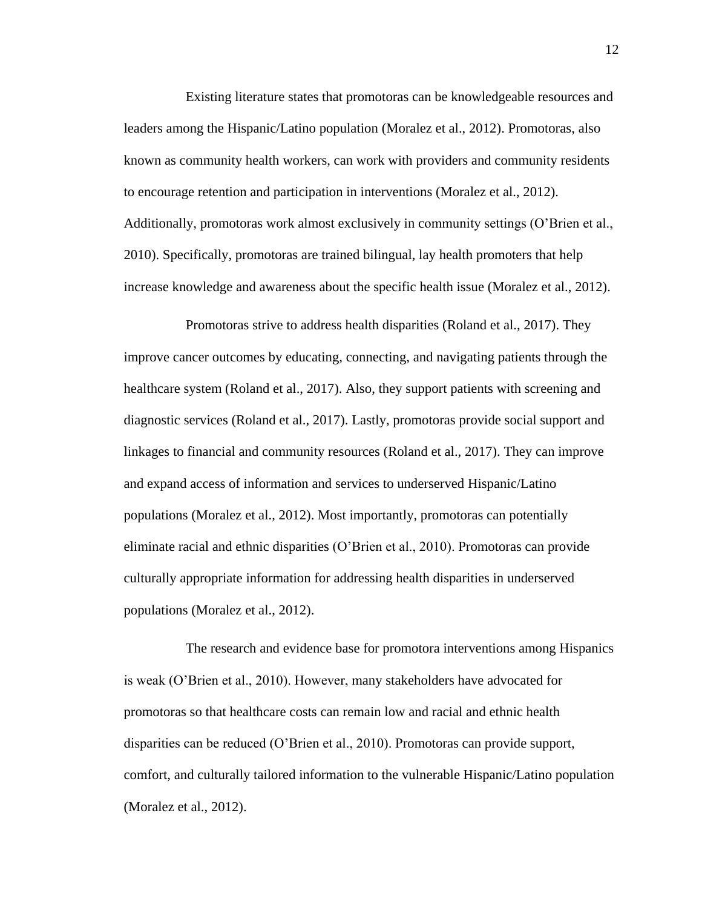Existing literature states that promotoras can be knowledgeable resources and leaders among the Hispanic/Latino population (Moralez et al., 2012). Promotoras, also known as community health workers, can work with providers and community residents to encourage retention and participation in interventions (Moralez et al., 2012). Additionally, promotoras work almost exclusively in community settings (O'Brien et al., 2010). Specifically, promotoras are trained bilingual, lay health promoters that help increase knowledge and awareness about the specific health issue (Moralez et al., 2012).

Promotoras strive to address health disparities (Roland et al., 2017). They improve cancer outcomes by educating, connecting, and navigating patients through the healthcare system (Roland et al., 2017). Also, they support patients with screening and diagnostic services (Roland et al., 2017). Lastly, promotoras provide social support and linkages to financial and community resources (Roland et al., 2017). They can improve and expand access of information and services to underserved Hispanic/Latino populations (Moralez et al., 2012). Most importantly, promotoras can potentially eliminate racial and ethnic disparities (O'Brien et al., 2010). Promotoras can provide culturally appropriate information for addressing health disparities in underserved populations (Moralez et al., 2012).

The research and evidence base for promotora interventions among Hispanics is weak (O'Brien et al., 2010). However, many stakeholders have advocated for promotoras so that healthcare costs can remain low and racial and ethnic health disparities can be reduced (O'Brien et al., 2010). Promotoras can provide support, comfort, and culturally tailored information to the vulnerable Hispanic/Latino population (Moralez et al., 2012).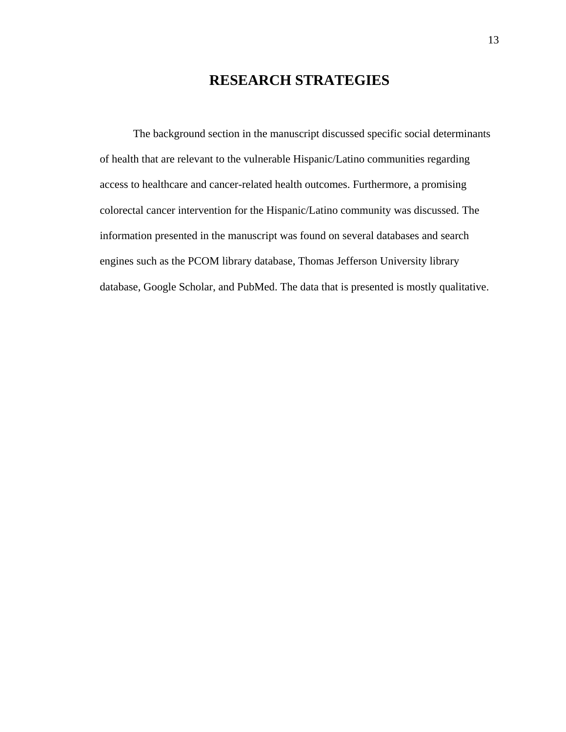# RESEARCH STRATEGIES

The background section in the manuscript discussed specific social determinants of health that are relevant to the vulnerable Hispanic/Latino communities regarding access to healthcare and cancer-related health outcomes. Furthermore, a promising colorectal cancer intervention for the Hispanic/Latino community was discussed. The information presented in the manuscript was found on several databases and search engines such as the PCOM library database, Thomas Jefferson University library database, Google Scholar, and PubMed. The data that is presented is mostly qualitative.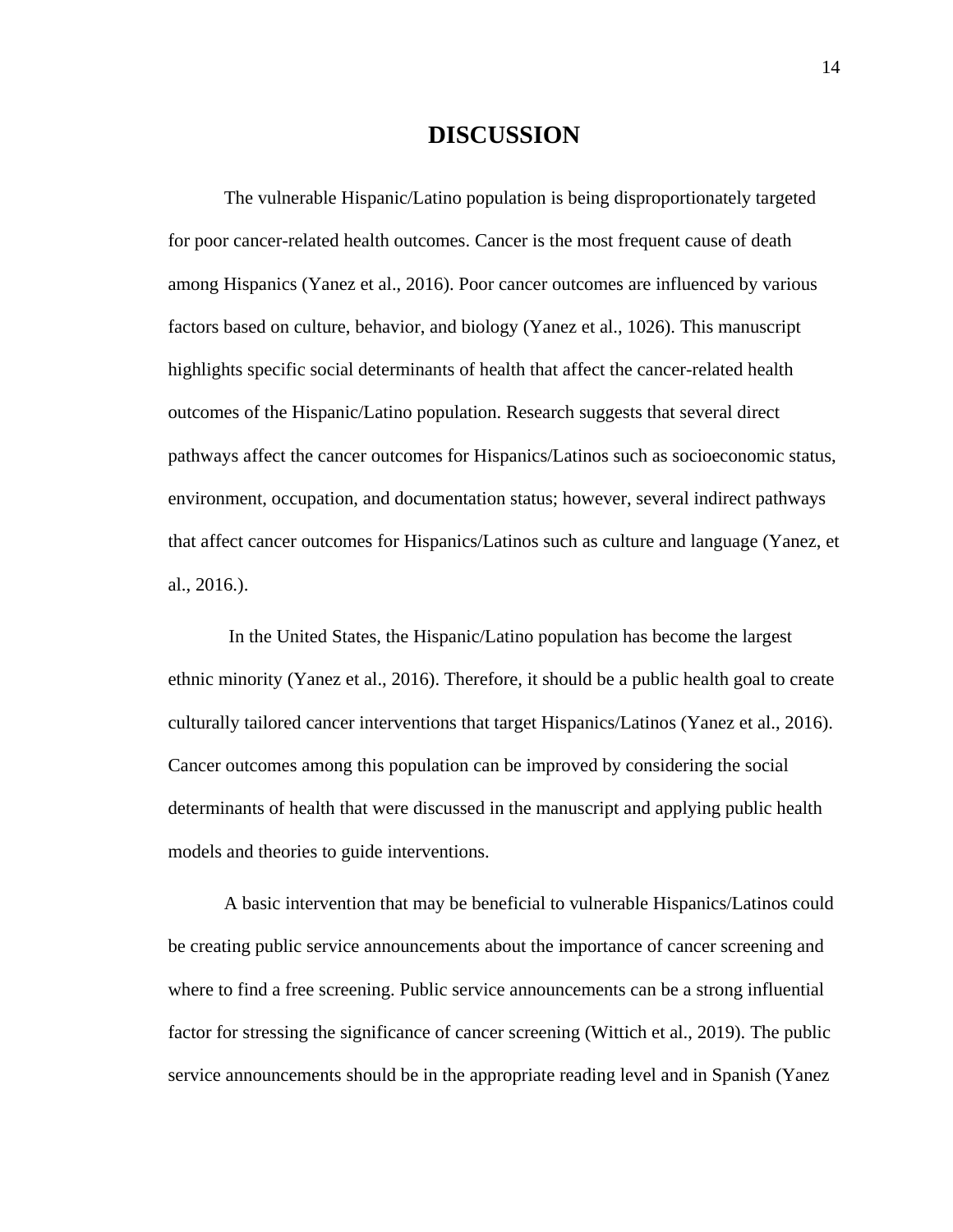# DISCUSSION

The vulnerable Hispanic/Latino population is being disproportionately targeted for poor cancer-related health outcomes. Cancer is the most frequent cause of death among Hispanics (Yanez et al., 2016). Poor cancer outcomes are influenced by various factors based on culture, behavior, and biology (Yanez et al., 1026). This manuscript highlights specific social determinants of health that affect the cancer-related health outcomes of the Hispanic/Latino population. Research suggests that several direct pathways affect the cancer outcomes for Hispanics/Latinos such as socioeconomic status, environment, occupation, and documentation status; however, several indirect pathways that affect cancer outcomes for Hispanics/Latinos such as culture and language (Yanez, et al., 2016.).

In the United States, the Hispanic/Latino population has become the largest ethnic minority (Yanez et al., 2016). Therefore, it should be a public health goal to create culturally tailored cancer interventions that target Hispanics/Latinos (Yanez et al., 2016). Cancer outcomes among this population can be improved by considering the social determinants of health that were discussed in the manuscript and applying public health models and theories to guide interventions.

A basic intervention that may be beneficial to vulnerable Hispanics/Latinos could be creating public service announcements about the importance of cancer screening and where to find a free screening. Public service announcements can be a strong influential factor for stressing the significance of cancer screening (Wittich et al., 2019). The public service announcements should be in the appropriate reading level and in Spanish (Yanez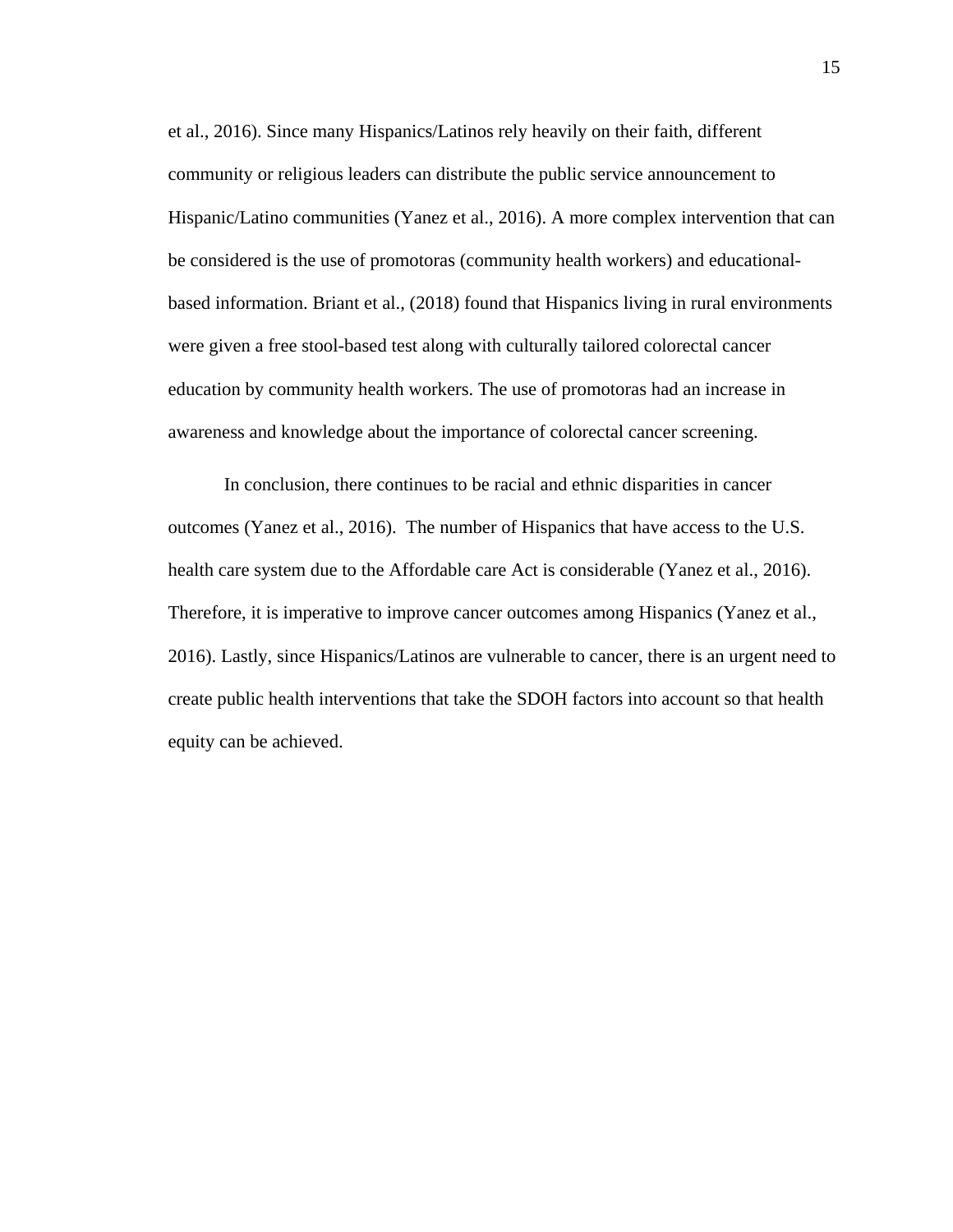et al., 2016). Since many Hispanics/Latinos rely heavily on their faith, different community or religious leaders can distribute the public service announcement to Hispanic/Latino communities (Yanez et al., 2016). A more complex intervention that can be considered is the use of promotoras (community health workers) and educational-based information. Briant et al., (2018) found that Hispanics living in rural environments were given a free stool-based test along with culturally tailored colorectal cancer education by community health workers. The use of promotoras had an increase in awareness and knowledge about the importance of colorectal cancer screening.

In conclusion, there continues to be racial and ethnic disparities in cancer outcomes (Yanez et al., 2016). The number of Hispanics that have access to the U.S. health care system due to the Affordable care Act is considerable (Yanez et al., 2016). Therefore, it is imperative to improve cancer outcomes among Hispanics (Yanez et al., 2016). Lastly, since Hispanics/Latinos are vulnerable to cancer, there is an urgent need to create public health interventions that take the SDOH factors into account so that health equity can be achieved.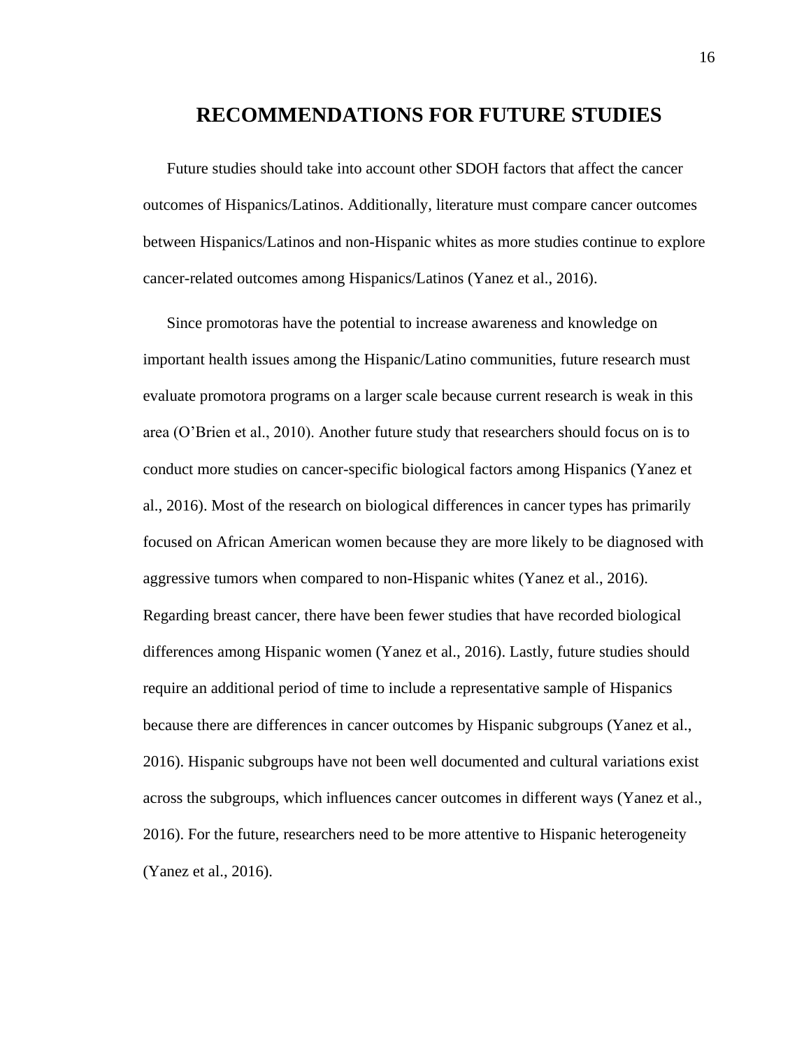# RECOMMENDATIONS FOR FUTURE STUDIES

Future studies should take into account other SDOH factors that affect the cancer outcomes of Hispanics/Latinos. Additionally, literature must compare cancer outcomes between Hispanics/Latinos and non-Hispanic whites as more studies continue to explore cancer-related outcomes among Hispanics/Latinos (Yanez et al., 2016).

Since promotoras have the potential to increase awareness and knowledge on important health issues among the Hispanic/Latino communities, future research must evaluate promotora programs on a larger scale because current research is weak in this area (O'Brien et al., 2010). Another future study that researchers should focus on is to conduct more studies on cancer-specific biological factors among Hispanics (Yanez et al., 2016). Most of the research on biological differences in cancer types has primarily focused on African American women because they are more likely to be diagnosed with aggressive tumors when compared to non-Hispanic whites (Yanez et al., 2016). Regarding breast cancer, there have been fewer studies that have recorded biological differences among Hispanic women (Yanez et al., 2016). Lastly, future studies should require an additional period of time to include a representative sample of Hispanics because there are differences in cancer outcomes by Hispanic subgroups (Yanez et al., 2016). Hispanic subgroups have not been well documented and cultural variations exist across the subgroups, which influences cancer outcomes in different ways (Yanez et al., 2016). For the future, researchers need to be more attentive to Hispanic heterogeneity (Yanez et al., 2016).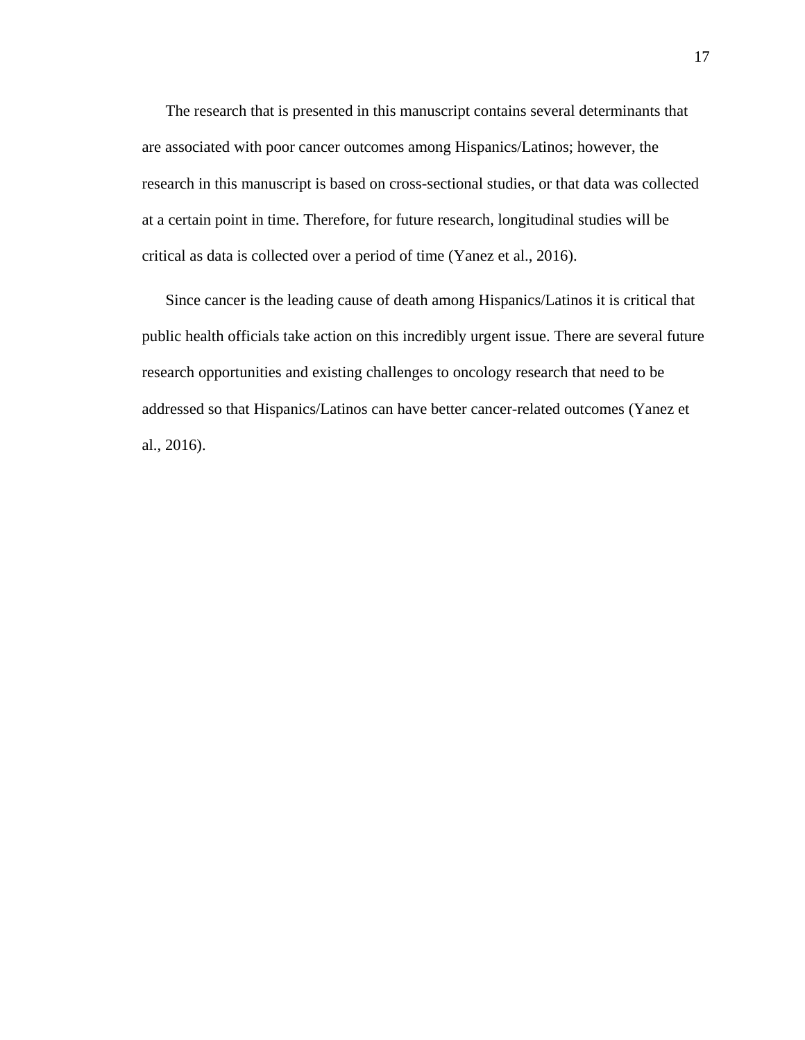The research that is presented in this manuscript contains several determinants that are associated with poor cancer outcomes among Hispanics/Latinos; however, the research in this manuscript is based on cross-sectional studies, or that data was collected at a certain point in time. Therefore, for future research, longitudinal studies will be critical as data is collected over a period of time (Yanez et al., 2016).

Since cancer is the leading cause of death among Hispanics/Latinos it is critical that public health officials take action on this incredibly urgent issue. There are several future research opportunities and existing challenges to oncology research that need to be addressed so that Hispanics/Latinos can have better cancer-related outcomes (Yanez et al., 2016).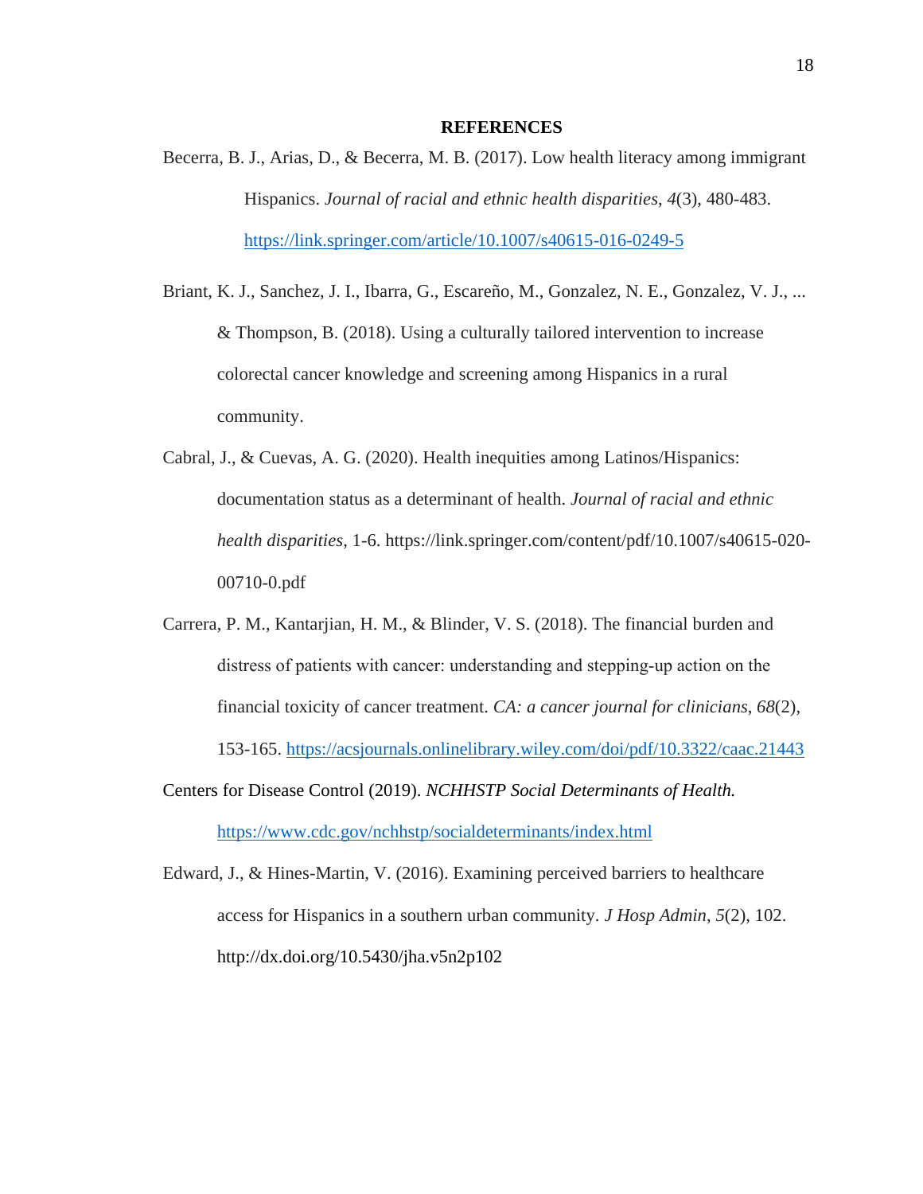# REFERENCES

Becerra, B. J., Arias, D., & Becerra, M. B. (2017). Low health literacy among immigrant Hispanics. *Journal of racial and ethnic health disparities*, *4*(3), 480-483. https://link.springer.com/article/10.1007/s40615-016-0249-5

Briant, K. J., Sanchez, J. I., Ibarra, G., Escareño, M., Gonzalez, N. E., Gonzalez, V. J., ... & Thompson, B. (2018). Using a culturally tailored intervention to increase colorectal cancer knowledge and screening among Hispanics in a rural community.

Cabral, J., & Cuevas, A. G. (2020). Health inequities among Latinos/Hispanics: documentation status as a determinant of health. *Journal of racial and ethnic health disparities*, 1-6. https://link.springer.com/content/pdf/10.1007/s40615-020-00710-0.pdf

Carrera, P. M., Kantarjian, H. M., & Blinder, V. S. (2018). The financial burden and distress of patients with cancer: understanding and stepping-up action on the financial toxicity of cancer treatment. *CA: a cancer journal for clinicians*, *68*(2), 153-165. https://acsjournals.onlinelibrary.wiley.com/doi/pdf/10.3322/caac.21443

Centers for Disease Control (2019). *NCHHSTP Social Determinants of Health.* https://www.cdc.gov/nchhstp/socialdeterminants/index.html

Edward, J., & Hines-Martin, V. (2016). Examining perceived barriers to healthcare access for Hispanics in a southern urban community. *J Hosp Admin*, *5*(2), 102. http://dx.doi.org/10.5430/jha.v5n2p102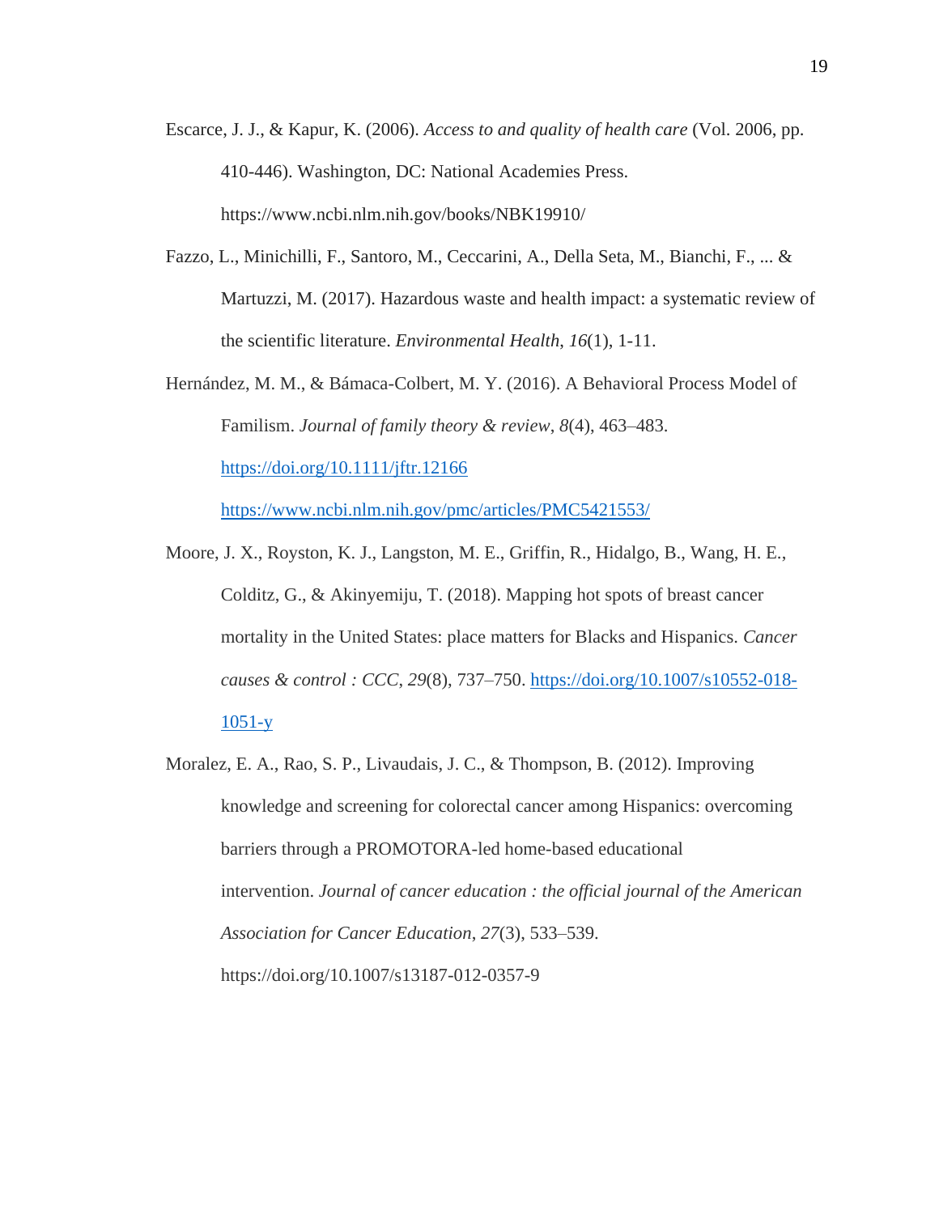Escarce, J. J., & Kapur, K. (2006). *Access to and quality of health care* (Vol. 2006, pp. 410-446). Washington, DC: National Academies Press. https://www.ncbi.nlm.nih.gov/books/NBK19910/

Fazzo, L., Minichilli, F., Santoro, M., Ceccarini, A., Della Seta, M., Bianchi, F., ... & Martuzzi, M. (2017). Hazardous waste and health impact: a systematic review of the scientific literature. *Environmental Health*, *16*(1), 1-11.

Hernández, M. M., & Bámaca-Colbert, M. Y. (2016). A Behavioral Process Model of Familism. *Journal of family theory & review*, *8*(4), 463–483. https://doi.org/10.1111/jftr.12166 https://www.ncbi.nlm.nih.gov/pmc/articles/PMC5421553/

Moore, J. X., Royston, K. J., Langston, M. E., Griffin, R., Hidalgo, B., Wang, H. E., Colditz, G., & Akinyemiju, T. (2018). Mapping hot spots of breast cancer mortality in the United States: place matters for Blacks and Hispanics. *Cancer causes & control : CCC*, *29*(8), 737–750. https://doi.org/10.1007/s10552-018-1051-y

Moralez, E. A., Rao, S. P., Livaudais, J. C., & Thompson, B. (2012). Improving knowledge and screening for colorectal cancer among Hispanics: overcoming barriers through a PROMOTORA-led home-based educational intervention. *Journal of cancer education : the official journal of the American Association for Cancer Education*, *27*(3), 533–539. https://doi.org/10.1007/s13187-012-0357-9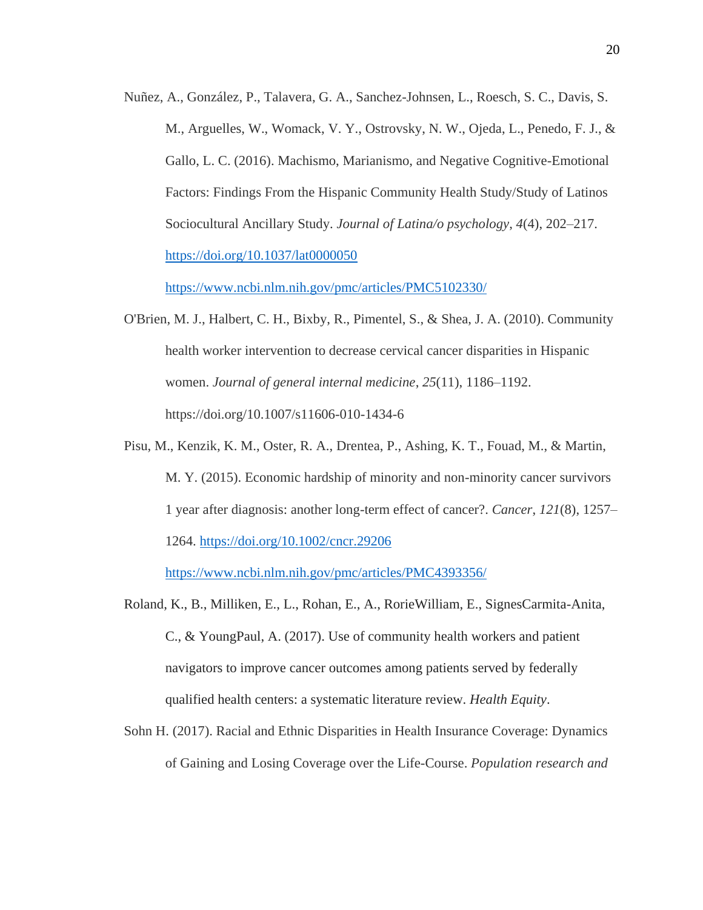Nuñez, A., González, P., Talavera, G. A., Sanchez-Johnsen, L., Roesch, S. C., Davis, S. M., Arguelles, W., Womack, V. Y., Ostrovsky, N. W., Ojeda, L., Penedo, F. J., & Gallo, L. C. (2016). Machismo, Marianismo, and Negative Cognitive-Emotional Factors: Findings From the Hispanic Community Health Study/Study of Latinos Sociocultural Ancillary Study. *Journal of Latina/o psychology*, *4*(4), 202–217. https://doi.org/10.1037/lat0000050 https://www.ncbi.nlm.nih.gov/pmc/articles/PMC5102330/

O'Brien, M. J., Halbert, C. H., Bixby, R., Pimentel, S., & Shea, J. A. (2010). Community health worker intervention to decrease cervical cancer disparities in Hispanic women. *Journal of general internal medicine*, *25*(11), 1186–1192. https://doi.org/10.1007/s11606-010-1434-6

Pisu, M., Kenzik, K. M., Oster, R. A., Drentea, P., Ashing, K. T., Fouad, M., & Martin, M. Y. (2015). Economic hardship of minority and non-minority cancer survivors 1 year after diagnosis: another long-term effect of cancer?. *Cancer*, *121*(8), 1257–1264. https://doi.org/10.1002/cncr.29206 https://www.ncbi.nlm.nih.gov/pmc/articles/PMC4393356/

Roland, K., B., Milliken, E., L., Rohan, E., A., RorieWilliam, E., SignesCarmita-Anita, C., & YoungPaul, A. (2017). Use of community health workers and patient navigators to improve cancer outcomes among patients served by federally qualified health centers: a systematic literature review. *Health Equity*.

Sohn H. (2017). Racial and Ethnic Disparities in Health Insurance Coverage: Dynamics of Gaining and Losing Coverage over the Life-Course. *Population research and*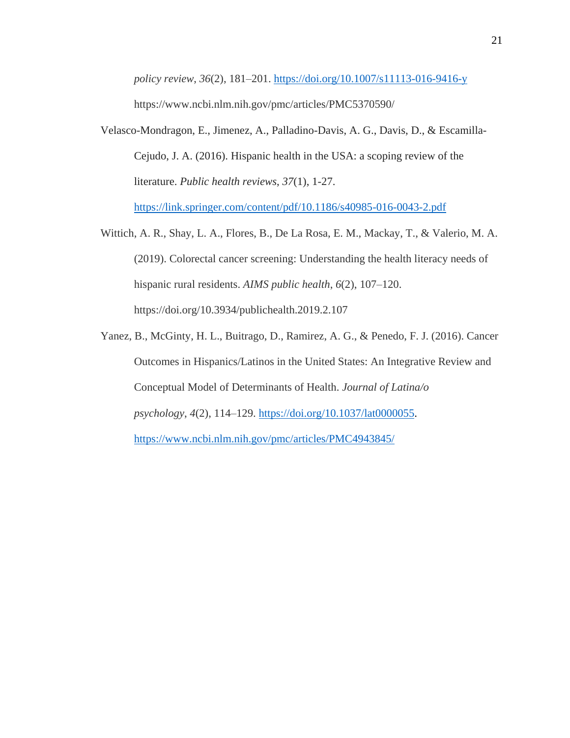*policy review*, *36*(2), 181–201. https://doi.org/10.1007/s11113-016-9416-y https://www.ncbi.nlm.nih.gov/pmc/articles/PMC5370590/

Velasco-Mondragon, E., Jimenez, A., Palladino-Davis, A. G., Davis, D., & Escamilla-Cejudo, J. A. (2016). Hispanic health in the USA: a scoping review of the literature. *Public health reviews*, *37*(1), 1-27. https://link.springer.com/content/pdf/10.1186/s40985-016-0043-2.pdf

Wittich, A. R., Shay, L. A., Flores, B., De La Rosa, E. M., Mackay, T., & Valerio, M. A. (2019). Colorectal cancer screening: Understanding the health literacy needs of hispanic rural residents. *AIMS public health*, *6*(2), 107–120. https://doi.org/10.3934/publichealth.2019.2.107

Yanez, B., McGinty, H. L., Buitrago, D., Ramirez, A. G., & Penedo, F. J. (2016). Cancer Outcomes in Hispanics/Latinos in the United States: An Integrative Review and Conceptual Model of Determinants of Health. *Journal of Latina/o psychology*, *4*(2), 114–129. https://doi.org/10.1037/lat0000055. https://www.ncbi.nlm.nih.gov/pmc/articles/PMC4943845/